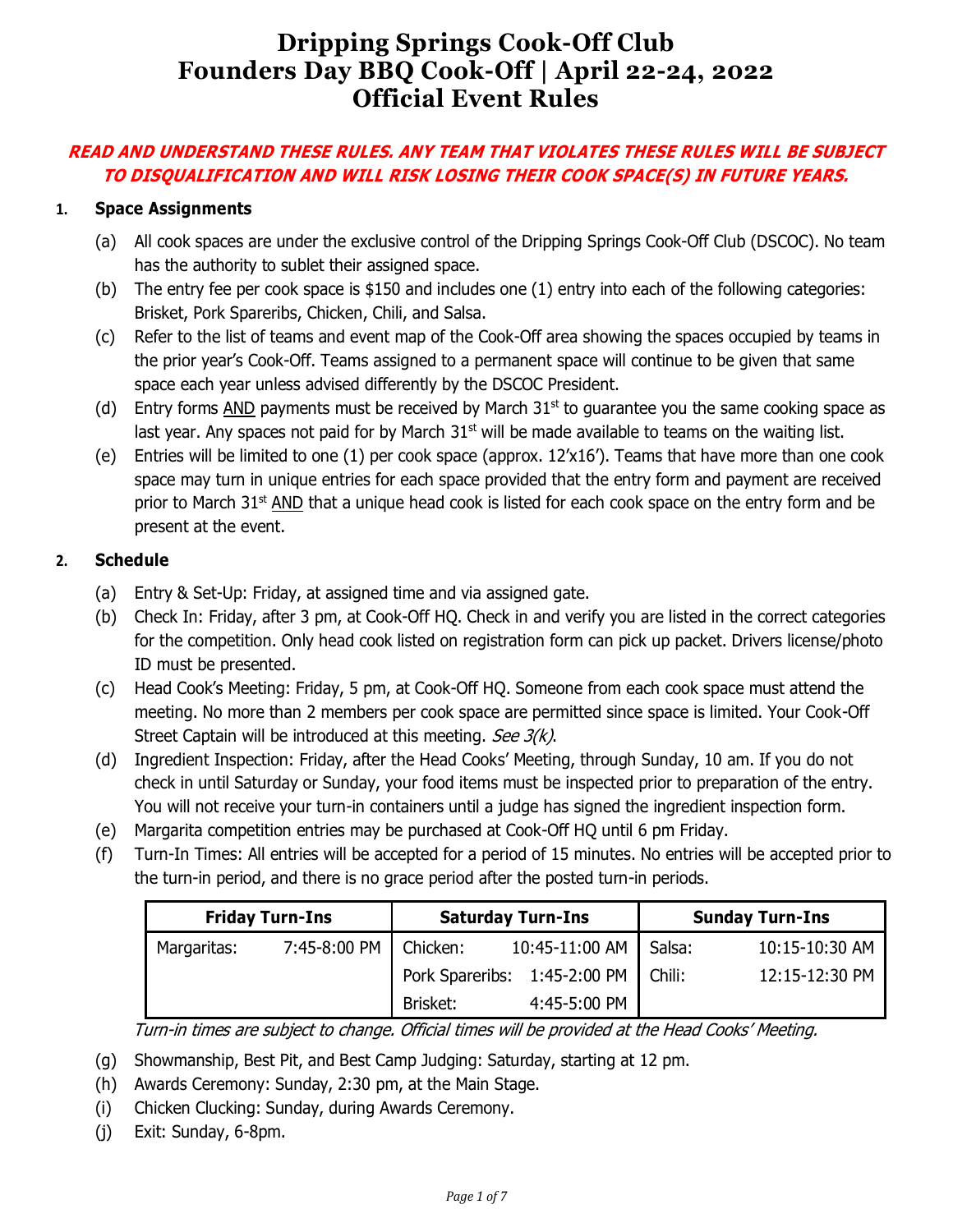# Dripping Springs Cook-Off Club
# Founders Day BBQ Cook-Off | April 22-24, 2022
# Official Event Rules

***READ AND UNDERSTAND THESE RULES. ANY TEAM THAT VIOLATES THESE RULES WILL BE SUBJECT TO DISQUALIFICATION AND WILL RISK LOSING THEIR COOK SPACE(S) IN FUTURE YEARS.***

## 1. Space Assignments

(a) All cook spaces are under the exclusive control of the Dripping Springs Cook-Off Club (DSCOC). No team has the authority to sublet their assigned space.

(b) The entry fee per cook space is $150 and includes one (1) entry into each of the following categories: Brisket, Pork Spareribs, Chicken, Chili, and Salsa.

(c) Refer to the list of teams and event map of the Cook-Off area showing the spaces occupied by teams in the prior year's Cook-Off. Teams assigned to a permanent space will continue to be given that same space each year unless advised differently by the DSCOC President.

(d) Entry forms AND payments must be received by March 31st to guarantee you the same cooking space as last year. Any spaces not paid for by March 31st will be made available to teams on the waiting list.

(e) Entries will be limited to one (1) per cook space (approx. 12'x16'). Teams that have more than one cook space may turn in unique entries for each space provided that the entry form and payment are received prior to March 31st AND that a unique head cook is listed for each cook space on the entry form and be present at the event.

## 2. Schedule

(a) Entry & Set-Up: Friday, at assigned time and via assigned gate.

(b) Check In: Friday, after 3 pm, at Cook-Off HQ. Check in and verify you are listed in the correct categories for the competition. Only head cook listed on registration form can pick up packet. Drivers license/photo ID must be presented.

(c) Head Cook's Meeting: Friday, 5 pm, at Cook-Off HQ. Someone from each cook space must attend the meeting. No more than 2 members per cook space are permitted since space is limited. Your Cook-Off Street Captain will be introduced at this meeting. *See 3(k).*

(d) Ingredient Inspection: Friday, after the Head Cooks' Meeting, through Sunday, 10 am. If you do not check in until Saturday or Sunday, your food items must be inspected prior to preparation of the entry. You will not receive your turn-in containers until a judge has signed the ingredient inspection form.

(e) Margarita competition entries may be purchased at Cook-Off HQ until 6 pm Friday.

(f) Turn-In Times: All entries will be accepted for a period of 15 minutes. No entries will be accepted prior to the turn-in period, and there is no grace period after the posted turn-in periods.

| Friday Turn-Ins | | Saturday Turn-Ins | | Sunday Turn-Ins | |
|---|---|---|---|---|---|
| Margaritas: | 7:45-8:00 PM | Chicken: | 10:45-11:00 AM | Salsa: | 10:15-10:30 AM |
| | | Pork Spareribs: | 1:45-2:00 PM | Chili: | 12:15-12:30 PM |
| | | Brisket: | 4:45-5:00 PM | | |

*Turn-in times are subject to change. Official times will be provided at the Head Cooks' Meeting.*

(g) Showmanship, Best Pit, and Best Camp Judging: Saturday, starting at 12 pm.

(h) Awards Ceremony: Sunday, 2:30 pm, at the Main Stage.

(i) Chicken Clucking: Sunday, during Awards Ceremony.

(j) Exit: Sunday, 6-8pm.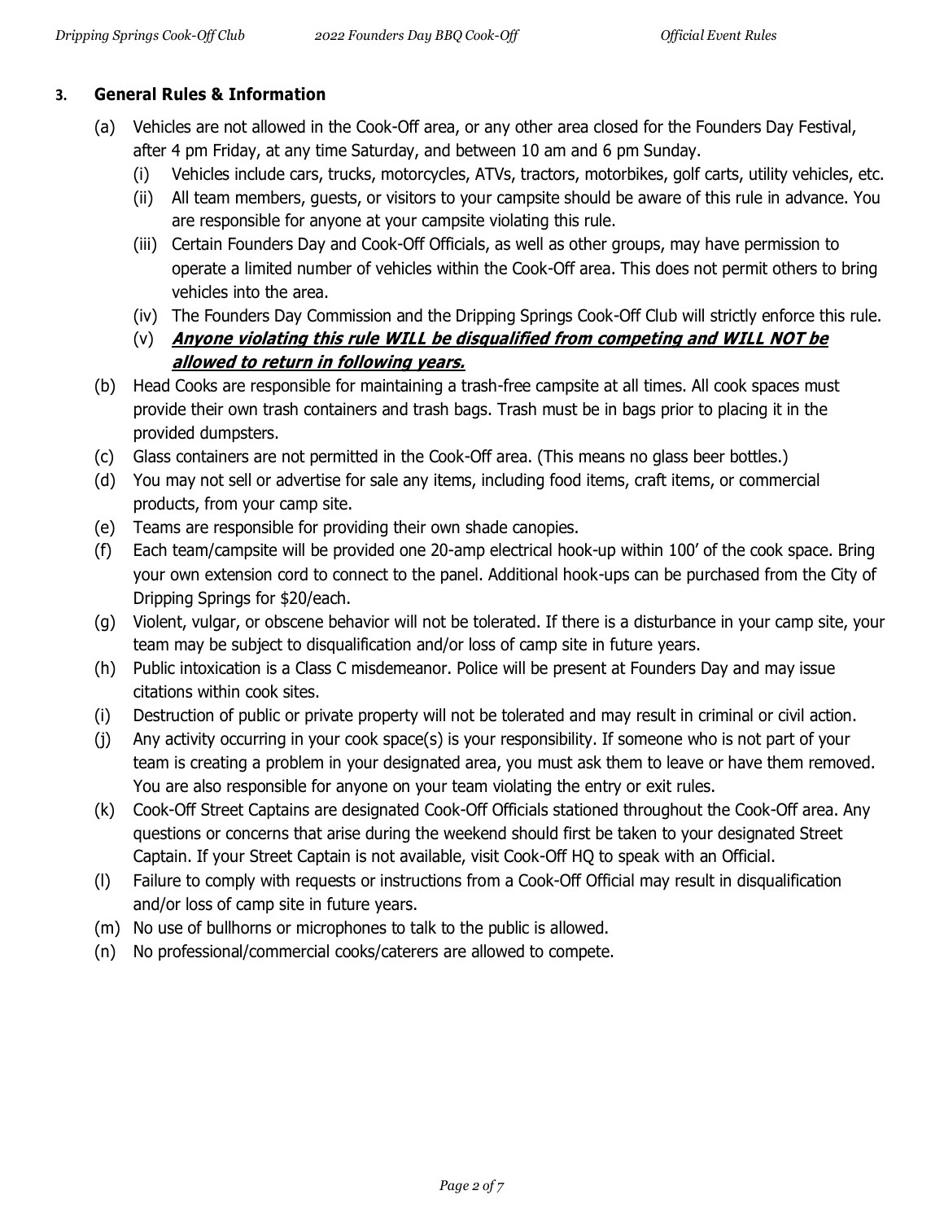### 3. General Rules & Information

(a) Vehicles are not allowed in the Cook-Off area, or any other area closed for the Founders Day Festival, after 4 pm Friday, at any time Saturday, and between 10 am and 6 pm Sunday.

  (i) Vehicles include cars, trucks, motorcycles, ATVs, tractors, motorbikes, golf carts, utility vehicles, etc.

  (ii) All team members, guests, or visitors to your campsite should be aware of this rule in advance. You are responsible for anyone at your campsite violating this rule.

  (iii) Certain Founders Day and Cook-Off Officials, as well as other groups, may have permission to operate a limited number of vehicles within the Cook-Off area. This does not permit others to bring vehicles into the area.

  (iv) The Founders Day Commission and the Dripping Springs Cook-Off Club will strictly enforce this rule.

  (v) ***Anyone violating this rule WILL be disqualified from competing and WILL NOT be allowed to return in following years.***

(b) Head Cooks are responsible for maintaining a trash-free campsite at all times. All cook spaces must provide their own trash containers and trash bags. Trash must be in bags prior to placing it in the provided dumpsters.

(c) Glass containers are not permitted in the Cook-Off area. (This means no glass beer bottles.)

(d) You may not sell or advertise for sale any items, including food items, craft items, or commercial products, from your camp site.

(e) Teams are responsible for providing their own shade canopies.

(f) Each team/campsite will be provided one 20-amp electrical hook-up within 100' of the cook space. Bring your own extension cord to connect to the panel. Additional hook-ups can be purchased from the City of Dripping Springs for $20/each.

(g) Violent, vulgar, or obscene behavior will not be tolerated. If there is a disturbance in your camp site, your team may be subject to disqualification and/or loss of camp site in future years.

(h) Public intoxication is a Class C misdemeanor. Police will be present at Founders Day and may issue citations within cook sites.

(i) Destruction of public or private property will not be tolerated and may result in criminal or civil action.

(j) Any activity occurring in your cook space(s) is your responsibility. If someone who is not part of your team is creating a problem in your designated area, you must ask them to leave or have them removed. You are also responsible for anyone on your team violating the entry or exit rules.

(k) Cook-Off Street Captains are designated Cook-Off Officials stationed throughout the Cook-Off area. Any questions or concerns that arise during the weekend should first be taken to your designated Street Captain. If your Street Captain is not available, visit Cook-Off HQ to speak with an Official.

(l) Failure to comply with requests or instructions from a Cook-Off Official may result in disqualification and/or loss of camp site in future years.

(m) No use of bullhorns or microphones to talk to the public is allowed.

(n) No professional/commercial cooks/caterers are allowed to compete.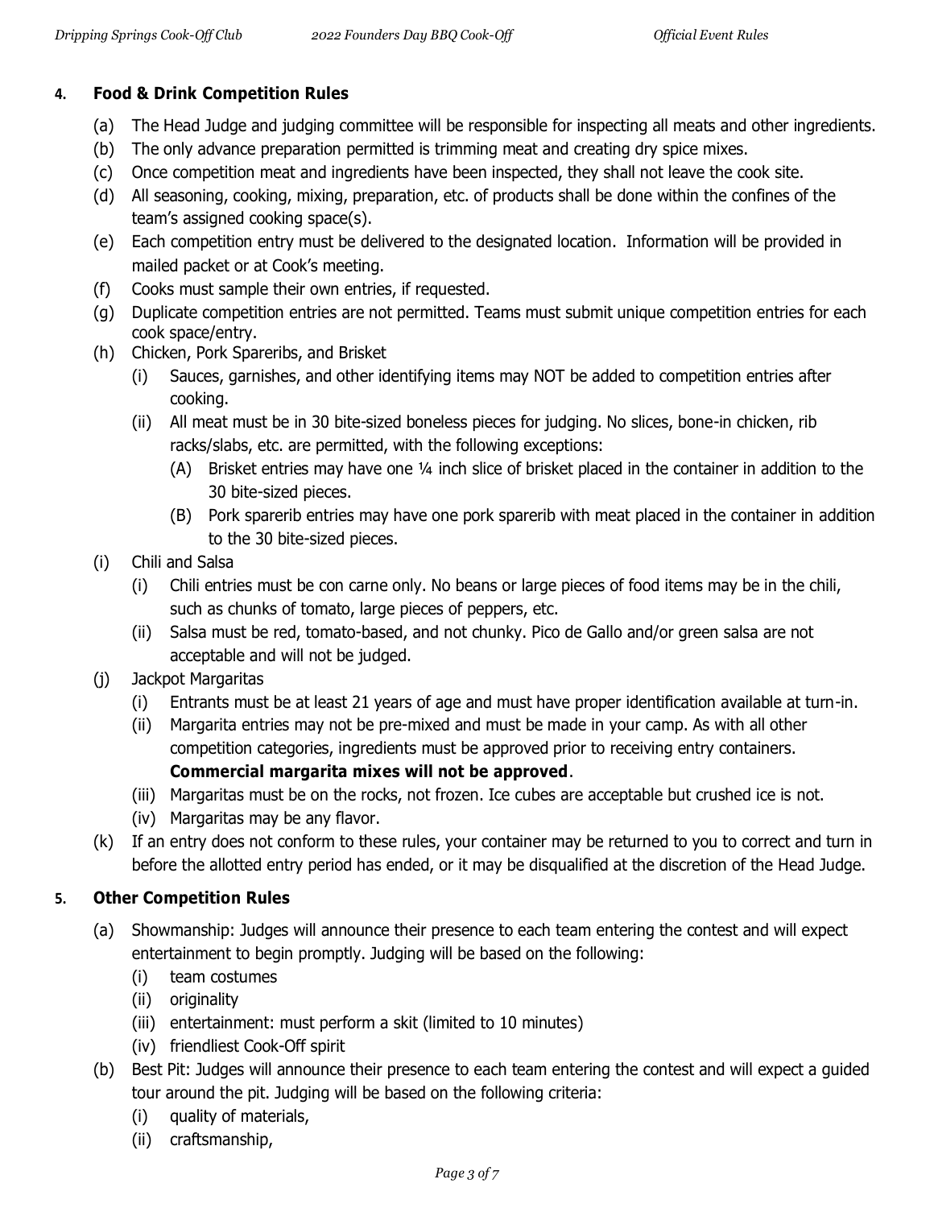## 4. Food & Drink Competition Rules

(a) The Head Judge and judging committee will be responsible for inspecting all meats and other ingredients.

(b) The only advance preparation permitted is trimming meat and creating dry spice mixes.

(c) Once competition meat and ingredients have been inspected, they shall not leave the cook site.

(d) All seasoning, cooking, mixing, preparation, etc. of products shall be done within the confines of the team's assigned cooking space(s).

(e) Each competition entry must be delivered to the designated location. Information will be provided in mailed packet or at Cook's meeting.

(f) Cooks must sample their own entries, if requested.

(g) Duplicate competition entries are not permitted. Teams must submit unique competition entries for each cook space/entry.

(h) Chicken, Pork Spareribs, and Brisket

- (i) Sauces, garnishes, and other identifying items may NOT be added to competition entries after cooking.
- (ii) All meat must be in 30 bite-sized boneless pieces for judging. No slices, bone-in chicken, rib racks/slabs, etc. are permitted, with the following exceptions:
  - (A) Brisket entries may have one ¼ inch slice of brisket placed in the container in addition to the 30 bite-sized pieces.
  - (B) Pork sparerib entries may have one pork sparerib with meat placed in the container in addition to the 30 bite-sized pieces.

(i) Chili and Salsa

- (i) Chili entries must be con carne only. No beans or large pieces of food items may be in the chili, such as chunks of tomato, large pieces of peppers, etc.
- (ii) Salsa must be red, tomato-based, and not chunky. Pico de Gallo and/or green salsa are not acceptable and will not be judged.

(j) Jackpot Margaritas

- (i) Entrants must be at least 21 years of age and must have proper identification available at turn-in.
- (ii) Margarita entries may not be pre-mixed and must be made in your camp. As with all other competition categories, ingredients must be approved prior to receiving entry containers. **Commercial margarita mixes will not be approved**.
- (iii) Margaritas must be on the rocks, not frozen. Ice cubes are acceptable but crushed ice is not.
- (iv) Margaritas may be any flavor.

(k) If an entry does not conform to these rules, your container may be returned to you to correct and turn in before the allotted entry period has ended, or it may be disqualified at the discretion of the Head Judge.

## 5. Other Competition Rules

(a) Showmanship: Judges will announce their presence to each team entering the contest and will expect entertainment to begin promptly. Judging will be based on the following:

- (i) team costumes
- (ii) originality
- (iii) entertainment: must perform a skit (limited to 10 minutes)
- (iv) friendliest Cook-Off spirit

(b) Best Pit: Judges will announce their presence to each team entering the contest and will expect a guided tour around the pit. Judging will be based on the following criteria:

- (i) quality of materials,
- (ii) craftsmanship,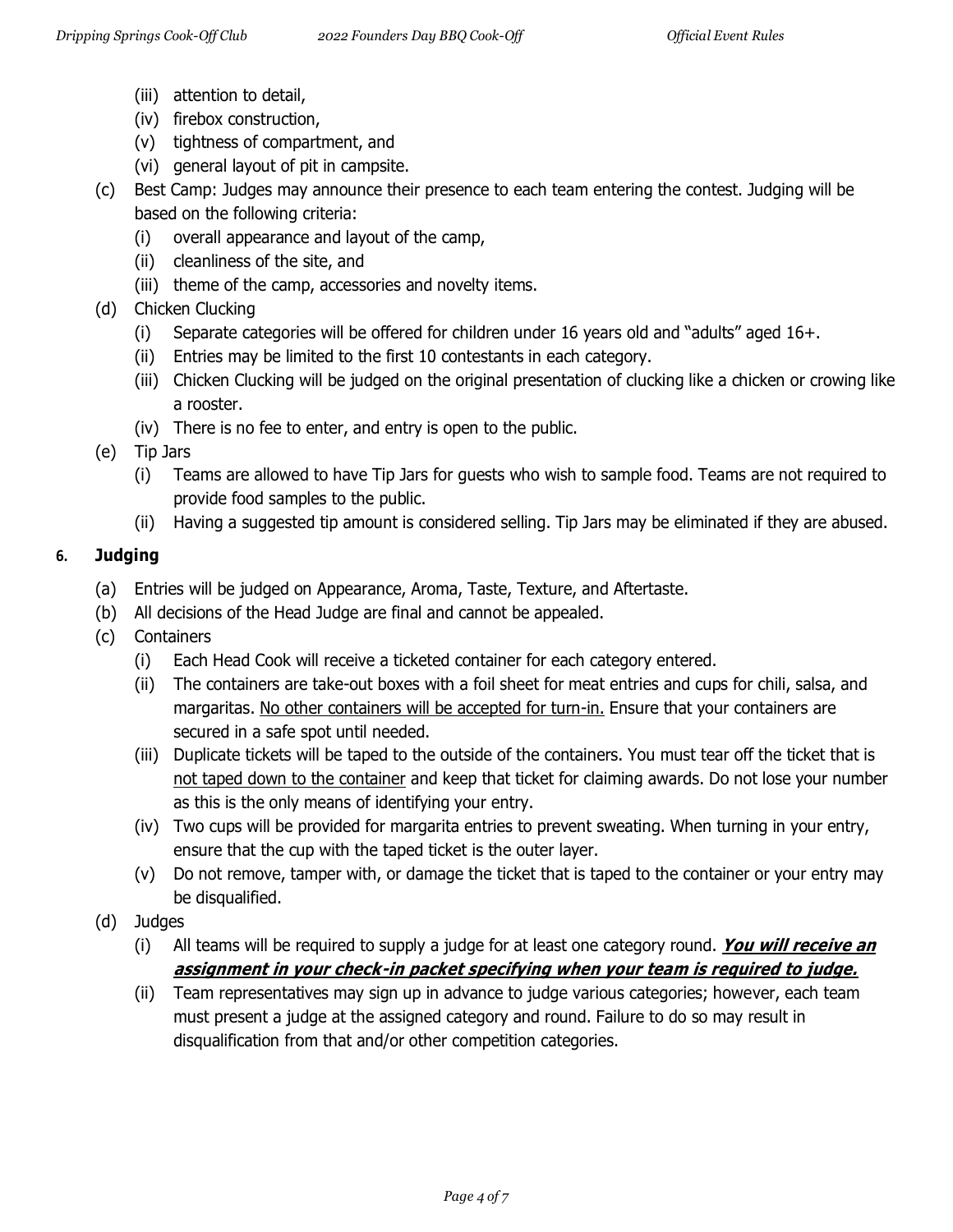(iii) attention to detail,
(iv) firebox construction,
(v) tightness of compartment, and
(vi) general layout of pit in campsite.

(c) Best Camp: Judges may announce their presence to each team entering the contest. Judging will be based on the following criteria:
  (i) overall appearance and layout of the camp,
  (ii) cleanliness of the site, and
  (iii) theme of the camp, accessories and novelty items.

(d) Chicken Clucking
  (i) Separate categories will be offered for children under 16 years old and "adults" aged 16+.
  (ii) Entries may be limited to the first 10 contestants in each category.
  (iii) Chicken Clucking will be judged on the original presentation of clucking like a chicken or crowing like a rooster.
  (iv) There is no fee to enter, and entry is open to the public.

(e) Tip Jars
  (i) Teams are allowed to have Tip Jars for guests who wish to sample food. Teams are not required to provide food samples to the public.
  (ii) Having a suggested tip amount is considered selling. Tip Jars may be eliminated if they are abused.

## 6. Judging

(a) Entries will be judged on Appearance, Aroma, Taste, Texture, and Aftertaste.

(b) All decisions of the Head Judge are final and cannot be appealed.

(c) Containers
  (i) Each Head Cook will receive a ticketed container for each category entered.
  (ii) The containers are take-out boxes with a foil sheet for meat entries and cups for chili, salsa, and margaritas. <u>No other containers will be accepted for turn-in.</u> Ensure that your containers are secured in a safe spot until needed.
  (iii) Duplicate tickets will be taped to the outside of the containers. You must tear off the ticket that is <u>not taped down to the container</u> and keep that ticket for claiming awards. Do not lose your number as this is the only means of identifying your entry.
  (iv) Two cups will be provided for margarita entries to prevent sweating. When turning in your entry, ensure that the cup with the taped ticket is the outer layer.
  (v) Do not remove, tamper with, or damage the ticket that is taped to the container or your entry may be disqualified.

(d) Judges
  (i) All teams will be required to supply a judge for at least one category round. <u>***You will receive an assignment in your check-in packet specifying when your team is required to judge.***</u>
  (ii) Team representatives may sign up in advance to judge various categories; however, each team must present a judge at the assigned category and round. Failure to do so may result in disqualification from that and/or other competition categories.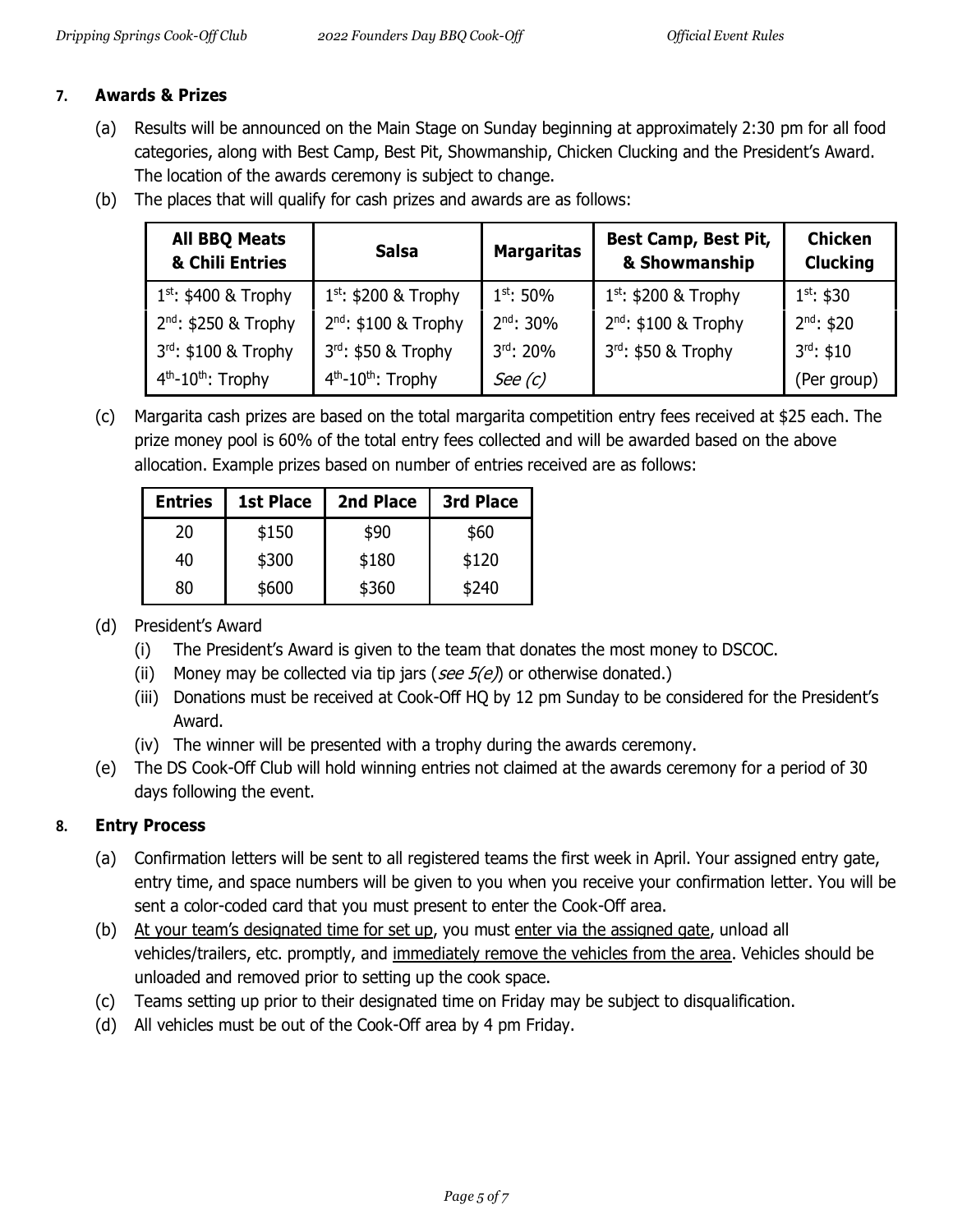### 7. Awards & Prizes

(a) Results will be announced on the Main Stage on Sunday beginning at approximately 2:30 pm for all food categories, along with Best Camp, Best Pit, Showmanship, Chicken Clucking and the President's Award. The location of the awards ceremony is subject to change.

(b) The places that will qualify for cash prizes and awards are as follows:

| All BBQ Meats & Chili Entries | Salsa | Margaritas | Best Camp, Best Pit, & Showmanship | Chicken Clucking |
|---|---|---|---|---|
| 1st: $400 & Trophy | 1st: $200 & Trophy | 1st: 50% | 1st: $200 & Trophy | 1st: $30 |
| 2nd: $250 & Trophy | 2nd: $100 & Trophy | 2nd: 30% | 2nd: $100 & Trophy | 2nd: $20 |
| 3rd: $100 & Trophy | 3rd: $50 & Trophy | 3rd: 20% | 3rd: $50 & Trophy | 3rd: $10 |
| 4th-10th: Trophy | 4th-10th: Trophy | *See (c)* | | (Per group) |

(c) Margarita cash prizes are based on the total margarita competition entry fees received at $25 each. The prize money pool is 60% of the total entry fees collected and will be awarded based on the above allocation. Example prizes based on number of entries received are as follows:

| Entries | 1st Place | 2nd Place | 3rd Place |
|---|---|---|---|
| 20 | $150 | $90 | $60 |
| 40 | $300 | $180 | $120 |
| 80 | $600 | $360 | $240 |

(d) President's Award
   (i) The President's Award is given to the team that donates the most money to DSCOC.
   (ii) Money may be collected via tip jars (*see 5(e)*) or otherwise donated.)
   (iii) Donations must be received at Cook-Off HQ by 12 pm Sunday to be considered for the President's Award.
   (iv) The winner will be presented with a trophy during the awards ceremony.

(e) The DS Cook-Off Club will hold winning entries not claimed at the awards ceremony for a period of 30 days following the event.

### 8. Entry Process

(a) Confirmation letters will be sent to all registered teams the first week in April. Your assigned entry gate, entry time, and space numbers will be given to you when you receive your confirmation letter. You will be sent a color-coded card that you must present to enter the Cook-Off area.

(b) <u>At your team's designated time for set up</u>, you must <u>enter via the assigned gate</u>, unload all vehicles/trailers, etc. promptly, and <u>immediately remove the vehicles from the area</u>. Vehicles should be unloaded and removed prior to setting up the cook space.

(c) Teams setting up prior to their designated time on Friday may be subject to disqualification.

(d) All vehicles must be out of the Cook-Off area by 4 pm Friday.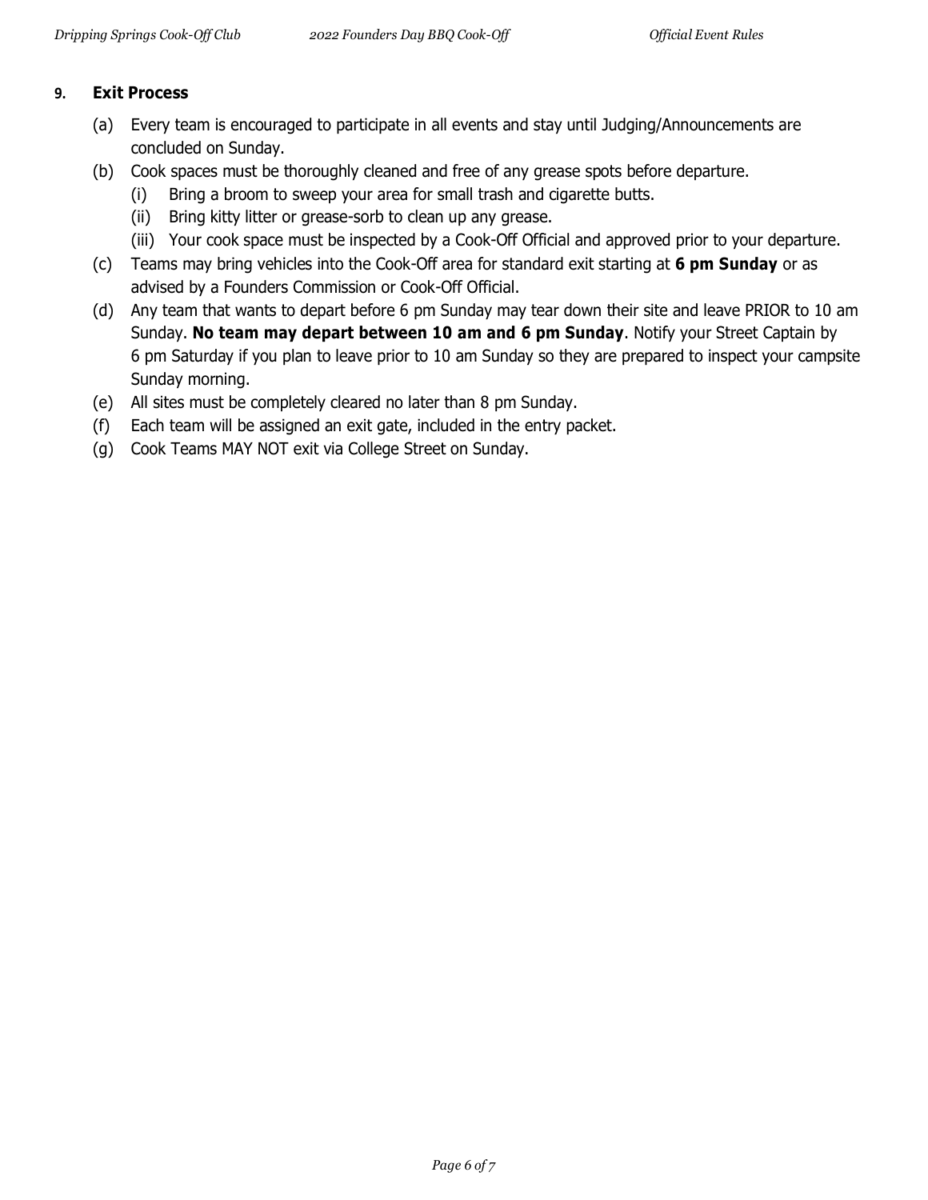## 9. Exit Process

(a) Every team is encouraged to participate in all events and stay until Judging/Announcements are concluded on Sunday.

(b) Cook spaces must be thoroughly cleaned and free of any grease spots before departure.

  (i) Bring a broom to sweep your area for small trash and cigarette butts.

  (ii) Bring kitty litter or grease-sorb to clean up any grease.

  (iii) Your cook space must be inspected by a Cook-Off Official and approved prior to your departure.

(c) Teams may bring vehicles into the Cook-Off area for standard exit starting at **6 pm Sunday** or as advised by a Founders Commission or Cook-Off Official.

(d) Any team that wants to depart before 6 pm Sunday may tear down their site and leave PRIOR to 10 am Sunday. **No team may depart between 10 am and 6 pm Sunday**. Notify your Street Captain by 6 pm Saturday if you plan to leave prior to 10 am Sunday so they are prepared to inspect your campsite Sunday morning.

(e) All sites must be completely cleared no later than 8 pm Sunday.

(f) Each team will be assigned an exit gate, included in the entry packet.

(g) Cook Teams MAY NOT exit via College Street on Sunday.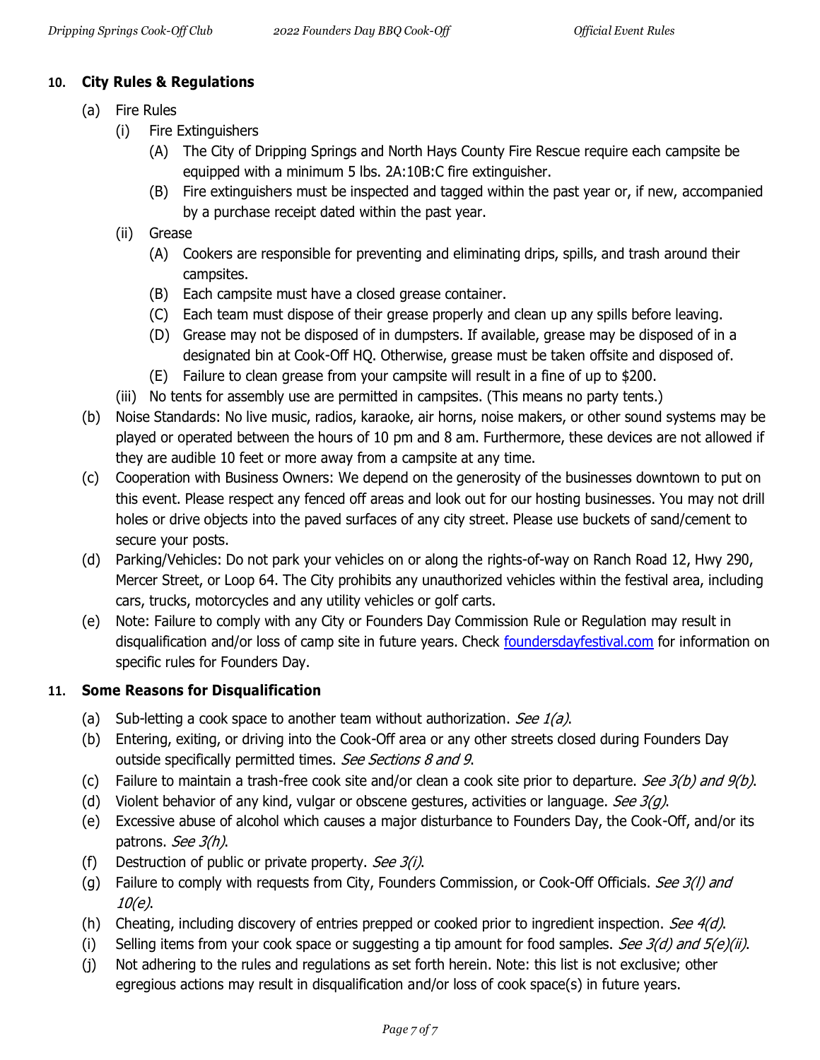## 10. City Rules & Regulations

(a) Fire Rules

  (i) Fire Extinguishers

    (A) The City of Dripping Springs and North Hays County Fire Rescue require each campsite be equipped with a minimum 5 lbs. 2A:10B:C fire extinguisher.

    (B) Fire extinguishers must be inspected and tagged within the past year or, if new, accompanied by a purchase receipt dated within the past year.

  (ii) Grease

    (A) Cookers are responsible for preventing and eliminating drips, spills, and trash around their campsites.

    (B) Each campsite must have a closed grease container.

    (C) Each team must dispose of their grease properly and clean up any spills before leaving.

    (D) Grease may not be disposed of in dumpsters. If available, grease may be disposed of in a designated bin at Cook-Off HQ. Otherwise, grease must be taken offsite and disposed of.

    (E) Failure to clean grease from your campsite will result in a fine of up to $200.

  (iii) No tents for assembly use are permitted in campsites. (This means no party tents.)

(b) Noise Standards: No live music, radios, karaoke, air horns, noise makers, or other sound systems may be played or operated between the hours of 10 pm and 8 am. Furthermore, these devices are not allowed if they are audible 10 feet or more away from a campsite at any time.

(c) Cooperation with Business Owners: We depend on the generosity of the businesses downtown to put on this event. Please respect any fenced off areas and look out for our hosting businesses. You may not drill holes or drive objects into the paved surfaces of any city street. Please use buckets of sand/cement to secure your posts.

(d) Parking/Vehicles: Do not park your vehicles on or along the rights-of-way on Ranch Road 12, Hwy 290, Mercer Street, or Loop 64. The City prohibits any unauthorized vehicles within the festival area, including cars, trucks, motorcycles and any utility vehicles or golf carts.

(e) Note: Failure to comply with any City or Founders Day Commission Rule or Regulation may result in disqualification and/or loss of camp site in future years. Check [foundersdayfestival.com](http://foundersdayfestival.com) for information on specific rules for Founders Day.

## 11. Some Reasons for Disqualification

(a) Sub-letting a cook space to another team without authorization. *See 1(a).*

(b) Entering, exiting, or driving into the Cook-Off area or any other streets closed during Founders Day outside specifically permitted times. *See Sections 8 and 9.*

(c) Failure to maintain a trash-free cook site and/or clean a cook site prior to departure. *See 3(b) and 9(b).*

(d) Violent behavior of any kind, vulgar or obscene gestures, activities or language. *See 3(g).*

(e) Excessive abuse of alcohol which causes a major disturbance to Founders Day, the Cook-Off, and/or its patrons. *See 3(h).*

(f) Destruction of public or private property. *See 3(i).*

(g) Failure to comply with requests from City, Founders Commission, or Cook-Off Officials. *See 3(l) and 10(e).*

(h) Cheating, including discovery of entries prepped or cooked prior to ingredient inspection. *See 4(d).*

(i) Selling items from your cook space or suggesting a tip amount for food samples. *See 3(d) and 5(e)(ii).*

(j) Not adhering to the rules and regulations as set forth herein. Note: this list is not exclusive; other egregious actions may result in disqualification and/or loss of cook space(s) in future years.